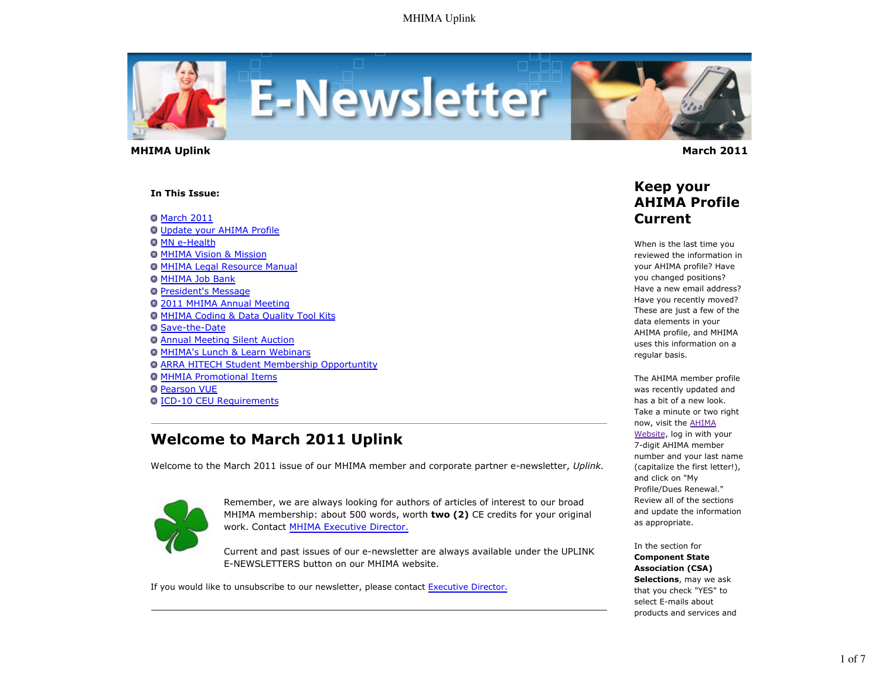**MHIMA Uplink** **March 2011**

**In This Issue:**

- March 2011
- Update your AHIMA Profile
- MN e-Health
- MHIMA Vision & Mission
- MHIMA Legal Resource Manual
- MHIMA Job Bank
- President's Message
- 2011 MHIMA Annual Meeting
- MHIMA Coding & Data Quality Tool Kits
- Save-the-Date
- Annual Meeting Silent Auction
- MHIMA's Lunch & Learn Webinars
- ARRA HITECH Student Membership Opportuntity
- MHMIA Promotional Items
- Pearson VUE
- ICD-10 CEU Requirements

---

## Welcome to March 2011 Uplink

Welcome to the March 2011 issue of our MHIMA member and corporate partner e-newsletter, *Uplink.*

Remember, we are always looking for authors of articles of interest to our broad MHIMA membership: about 500 words, worth **two (2)** CE credits for your original work. Contact MHIMA Executive Director.

Current and past issues of our e-newsletter are always available under the UPLINK E-NEWSLETTERS button on our MHIMA website.

If you would like to unsubscribe to our newsletter, please contact Executive Director.

---

## Keep your AHIMA Profile Current

When is the last time you reviewed the information in your AHIMA profile? Have you changed positions? Have a new email address? Have you recently moved? These are just a few of the data elements in your AHIMA profile, and MHIMA uses this information on a regular basis.

The AHIMA member profile was recently updated and has a bit of a new look. Take a minute or two right now, visit the AHIMA Website, log in with your 7-digit AHIMA member number and your last name (capitalize the first letter!), and click on "My Profile/Dues Renewal." Review all of the sections and update the information as appropriate.

In the section for **Component State Association (CSA) Selections**, may we ask that you check "YES" to select E-mails about products and services and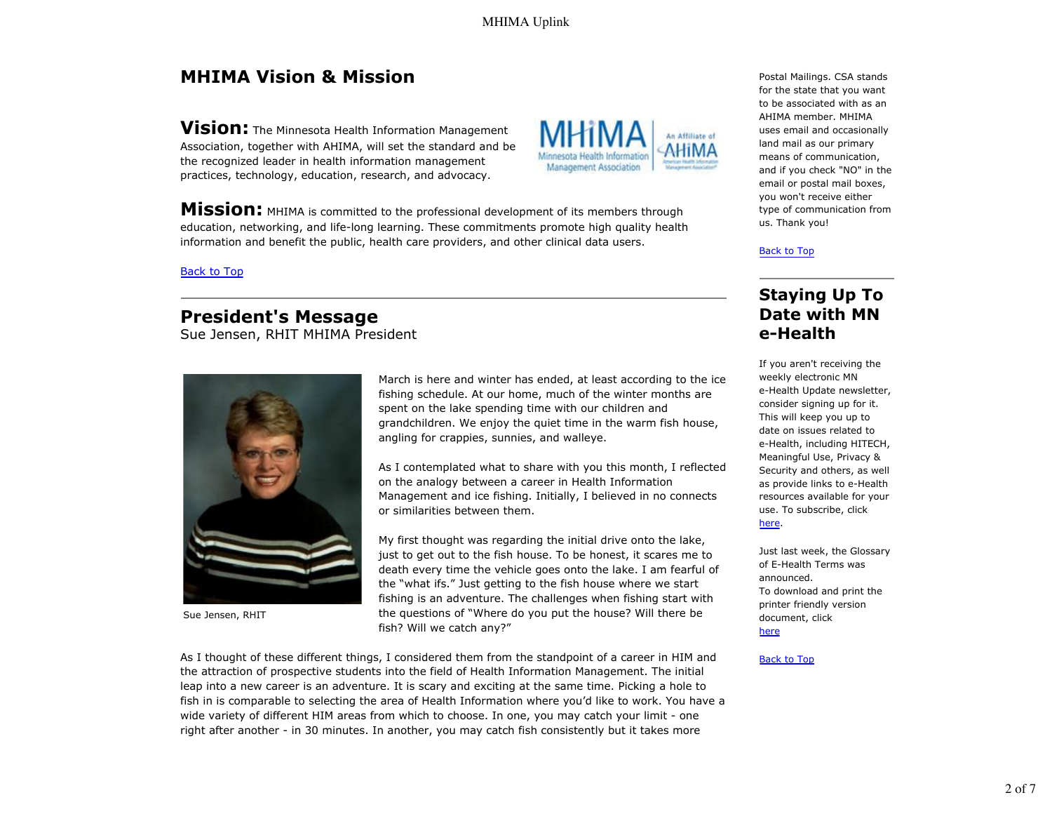## MHIMA Vision & Mission

**Vision:** The Minnesota Health Information Management Association, together with AHIMA, will set the standard and be the recognized leader in health information management practices, technology, education, research, and advocacy.

**Mission:** MHIMA is committed to the professional development of its members through education, networking, and life-long learning. These commitments promote high quality health information and benefit the public, health care providers, and other clinical data users.

Back to Top

## President's Message

Sue Jensen, RHIT MHIMA President

Sue Jensen, RHIT

March is here and winter has ended, at least according to the ice fishing schedule. At our home, much of the winter months are spent on the lake spending time with our children and grandchildren. We enjoy the quiet time in the warm fish house, angling for crappies, sunnies, and walleye.

As I contemplated what to share with you this month, I reflected on the analogy between a career in Health Information Management and ice fishing. Initially, I believed in no connects or similarities between them.

My first thought was regarding the initial drive onto the lake, just to get out to the fish house. To be honest, it scares me to death every time the vehicle goes onto the lake. I am fearful of the "what ifs." Just getting to the fish house where we start fishing is an adventure. The challenges when fishing start with the questions of "Where do you put the house? Will there be fish? Will we catch any?"

As I thought of these different things, I considered them from the standpoint of a career in HIM and the attraction of prospective students into the field of Health Information Management. The initial leap into a new career is an adventure. It is scary and exciting at the same time. Picking a hole to fish in is comparable to selecting the area of Health Information where you'd like to work. You have a wide variety of different HIM areas from which to choose. In one, you may catch your limit - one right after another - in 30 minutes. In another, you may catch fish consistently but it takes more

Postal Mailings. CSA stands for the state that you want to be associated with as an AHIMA member. MHIMA uses email and occasionally land mail as our primary means of communication, and if you check "NO" in the email or postal mail boxes, you won't receive either type of communication from us. Thank you!

Back to Top

## Staying Up To Date with MN e-Health

If you aren't receiving the weekly electronic MN e-Health Update newsletter, consider signing up for it. This will keep you up to date on issues related to e-Health, including HITECH, Meaningful Use, Privacy & Security and others, as well as provide links to e-Health resources available for your use. To subscribe, click here.

Just last week, the Glossary of E-Health Terms was announced.
To download and print the printer friendly version document, click here

Back to Top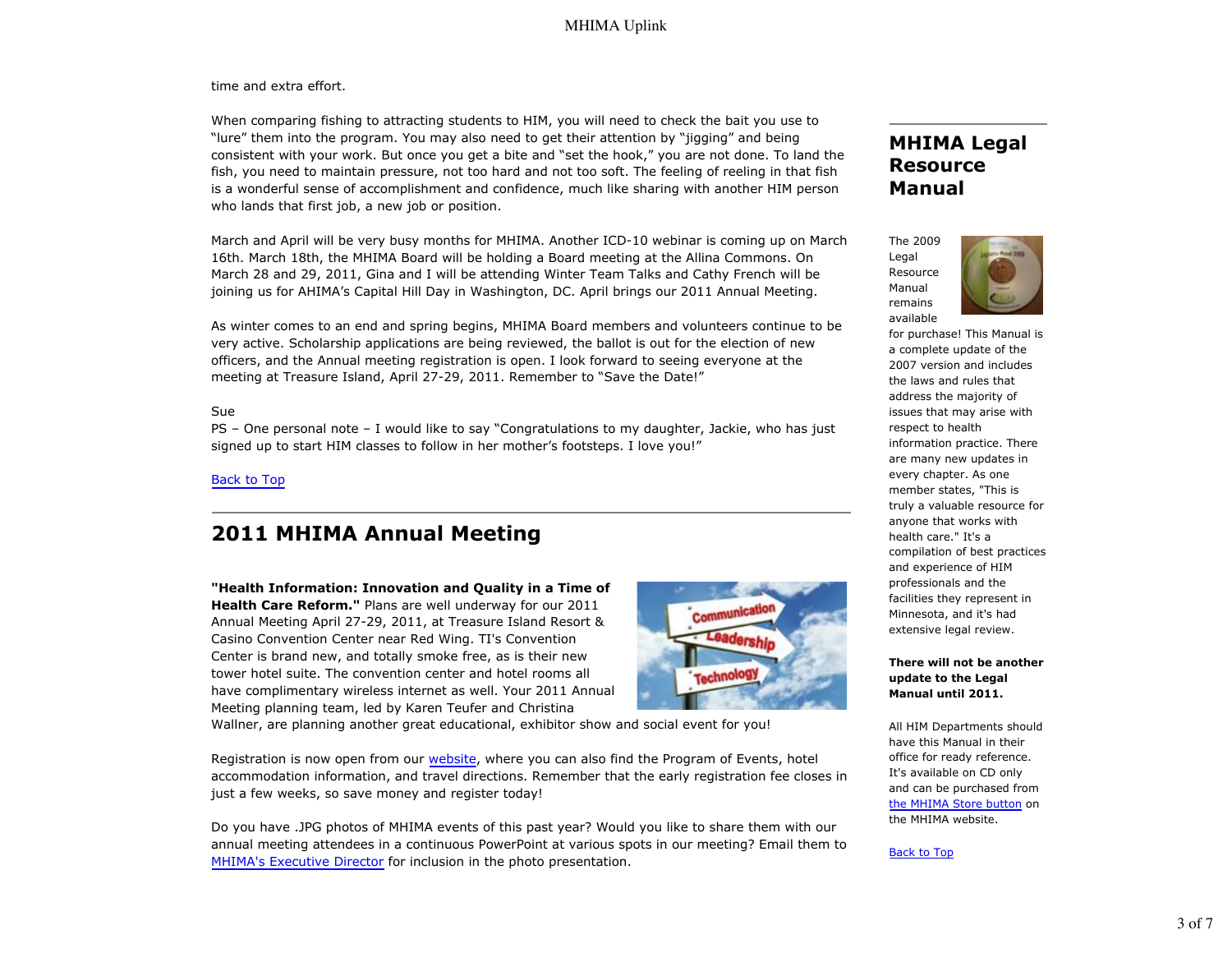time and extra effort.

When comparing fishing to attracting students to HIM, you will need to check the bait you use to "lure" them into the program. You may also need to get their attention by "jigging" and being consistent with your work. But once you get a bite and "set the hook," you are not done. To land the fish, you need to maintain pressure, not too hard and not too soft. The feeling of reeling in that fish is a wonderful sense of accomplishment and confidence, much like sharing with another HIM person who lands that first job, a new job or position.

March and April will be very busy months for MHIMA. Another ICD-10 webinar is coming up on March 16th. March 18th, the MHIMA Board will be holding a Board meeting at the Allina Commons. On March 28 and 29, 2011, Gina and I will be attending Winter Team Talks and Cathy French will be joining us for AHIMA's Capital Hill Day in Washington, DC. April brings our 2011 Annual Meeting.

As winter comes to an end and spring begins, MHIMA Board members and volunteers continue to be very active. Scholarship applications are being reviewed, the ballot is out for the election of new officers, and the Annual meeting registration is open. I look forward to seeing everyone at the meeting at Treasure Island, April 27-29, 2011. Remember to "Save the Date!"

Sue

PS – One personal note – I would like to say "Congratulations to my daughter, Jackie, who has just signed up to start HIM classes to follow in her mother's footsteps. I love you!"

Back to Top

## 2011 MHIMA Annual Meeting

**"Health Information: Innovation and Quality in a Time of Health Care Reform."** Plans are well underway for our 2011 Annual Meeting April 27-29, 2011, at Treasure Island Resort & Casino Convention Center near Red Wing. TI's Convention Center is brand new, and totally smoke free, as is their new tower hotel suite. The convention center and hotel rooms all have complimentary wireless internet as well. Your 2011 Annual Meeting planning team, led by Karen Teufer and Christina Wallner, are planning another great educational, exhibitor show and social event for you!

Registration is now open from our website, where you can also find the Program of Events, hotel accommodation information, and travel directions. Remember that the early registration fee closes in just a few weeks, so save money and register today!

Do you have .JPG photos of MHIMA events of this past year? Would you like to share them with our annual meeting attendees in a continuous PowerPoint at various spots in our meeting? Email them to MHIMA's Executive Director for inclusion in the photo presentation.

## MHIMA Legal Resource Manual

The 2009 Legal Resource Manual remains available for purchase! This Manual is a complete update of the 2007 version and includes the laws and rules that address the majority of issues that may arise with respect to health information practice. There are many new updates in every chapter. As one member states, "This is truly a valuable resource for anyone that works with health care." It's a compilation of best practices and experience of HIM professionals and the facilities they represent in Minnesota, and it's had extensive legal review.

**There will not be another update to the Legal Manual until 2011.**

All HIM Departments should have this Manual in their office for ready reference. It's available on CD only and can be purchased from the MHIMA Store button on the MHIMA website.

Back to Top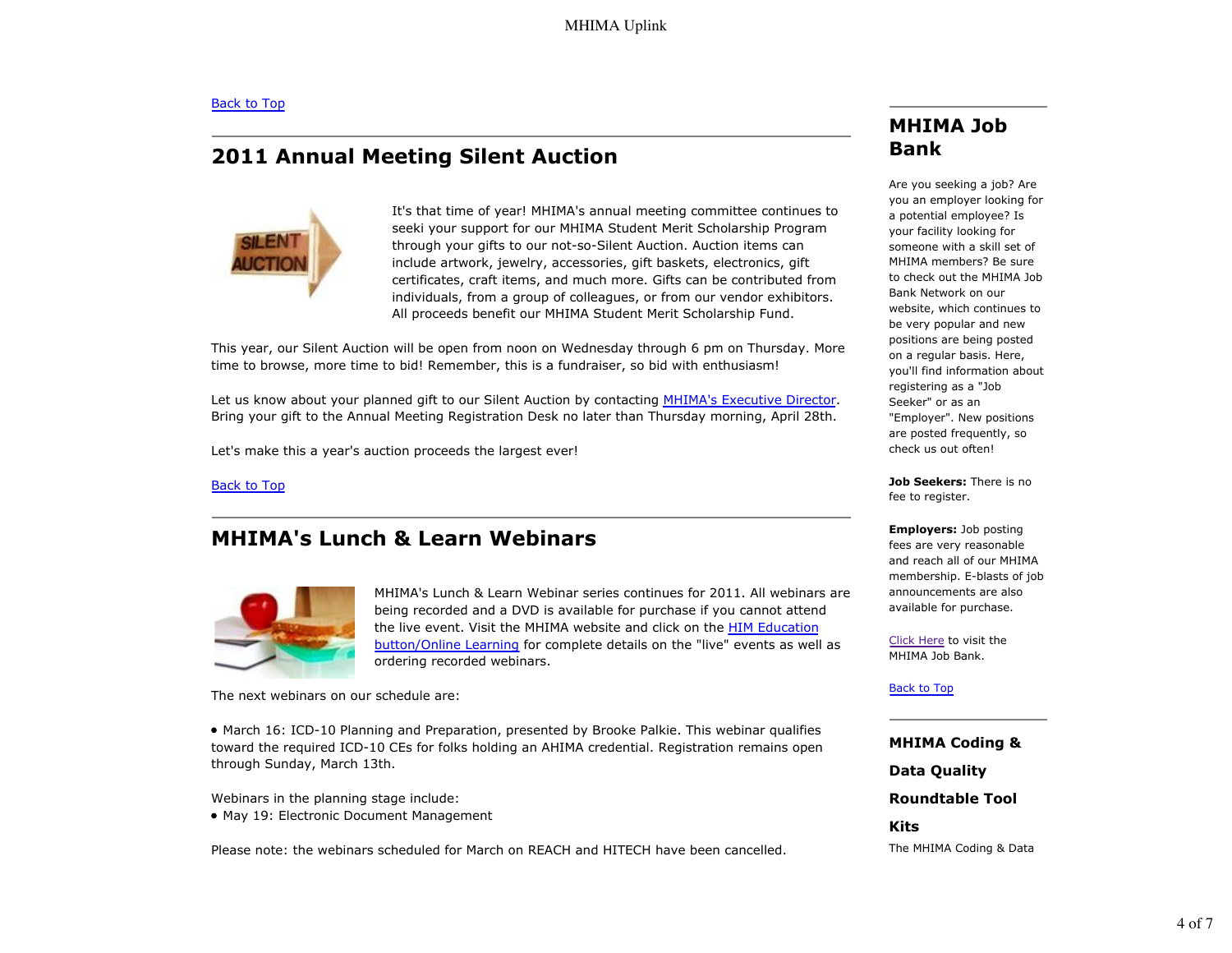[Back to Top]

## 2011 Annual Meeting Silent Auction

It's that time of year! MHIMA's annual meeting committee continues to seeki your support for our MHIMA Student Merit Scholarship Program through your gifts to our not-so-Silent Auction. Auction items can include artwork, jewelry, accessories, gift baskets, electronics, gift certificates, craft items, and much more. Gifts can be contributed from individuals, from a group of colleagues, or from our vendor exhibitors. All proceeds benefit our MHIMA Student Merit Scholarship Fund.

This year, our Silent Auction will be open from noon on Wednesday through 6 pm on Thursday. More time to browse, more time to bid! Remember, this is a fundraiser, so bid with enthusiasm!

Let us know about your planned gift to our Silent Auction by contacting MHIMA's Executive Director. Bring your gift to the Annual Meeting Registration Desk no later than Thursday morning, April 28th.

Let's make this a year's auction proceeds the largest ever!

Back to Top

## MHIMA's Lunch & Learn Webinars

MHIMA's Lunch & Learn Webinar series continues for 2011. All webinars are being recorded and a DVD is available for purchase if you cannot attend the live event. Visit the MHIMA website and click on the HIM Education button/Online Learning for complete details on the "live" events as well as ordering recorded webinars.

The next webinars on our schedule are:

- March 16: ICD-10 Planning and Preparation, presented by Brooke Palkie. This webinar qualifies toward the required ICD-10 CEs for folks holding an AHIMA credential. Registration remains open through Sunday, March 13th.

Webinars in the planning stage include:
- May 19: Electronic Document Management

Please note: the webinars scheduled for March on REACH and HITECH have been cancelled.

## MHIMA Job Bank

Are you seeking a job? Are you an employer looking for a potential employee? Is your facility looking for someone with a skill set of MHIMA members? Be sure to check out the MHIMA Job Bank Network on our website, which continues to be very popular and new positions are being posted on a regular basis. Here, you'll find information about registering as a "Job Seeker" or as an "Employer". New positions are posted frequently, so check us out often!

**Job Seekers:** There is no fee to register.

**Employers:** Job posting fees are very reasonable and reach all of our MHIMA membership. E-blasts of job announcements are also available for purchase.

Click Here to visit the MHIMA Job Bank.

Back to Top

## MHIMA Coding & Data Quality Roundtable Tool Kits

The MHIMA Coding & Data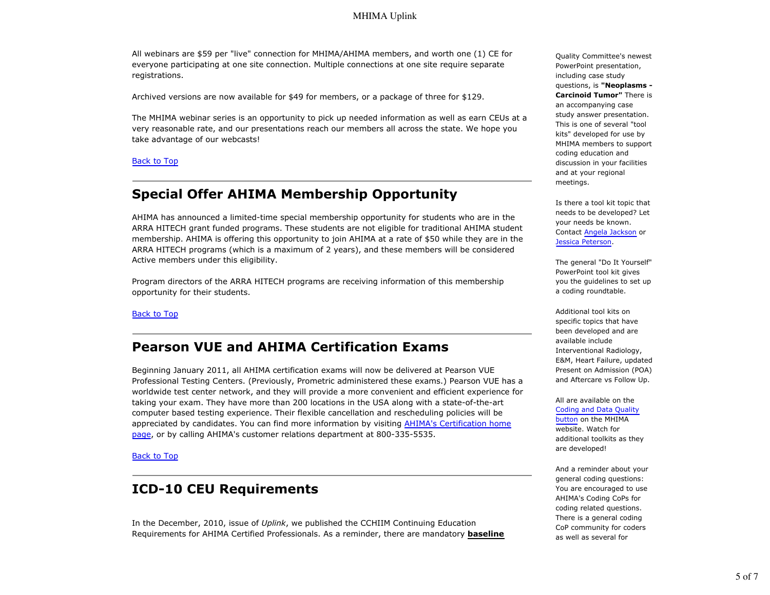All webinars are $59 per "live" connection for MHIMA/AHIMA members, and worth one (1) CE for everyone participating at one site connection. Multiple connections at one site require separate registrations.

Archived versions are now available for $49 for members, or a package of three for $129.

The MHIMA webinar series is an opportunity to pick up needed information as well as earn CEUs at a very reasonable rate, and our presentations reach our members all across the state. We hope you take advantage of our webcasts!

Back to Top

## Special Offer AHIMA Membership Opportunity

AHIMA has announced a limited-time special membership opportunity for students who are in the ARRA HITECH grant funded programs. These students are not eligible for traditional AHIMA student membership. AHIMA is offering this opportunity to join AHIMA at a rate of $50 while they are in the ARRA HITECH programs (which is a maximum of 2 years), and these members will be considered Active members under this eligibility.

Program directors of the ARRA HITECH programs are receiving information of this membership opportunity for their students.

Back to Top

## Pearson VUE and AHIMA Certification Exams

Beginning January 2011, all AHIMA certification exams will now be delivered at Pearson VUE Professional Testing Centers. (Previously, Prometric administered these exams.) Pearson VUE has a worldwide test center network, and they will provide a more convenient and efficient experience for taking your exam. They have more than 200 locations in the USA along with a state-of-the-art computer based testing experience. Their flexible cancellation and rescheduling policies will be appreciated by candidates. You can find more information by visiting AHIMA's Certification home page, or by calling AHIMA's customer relations department at 800-335-5535.

Back to Top

## ICD-10 CEU Requirements

In the December, 2010, issue of *Uplink*, we published the CCHIIM Continuing Education Requirements for AHIMA Certified Professionals. As a reminder, there are mandatory **baseline**

Quality Committee's newest PowerPoint presentation, including case study questions, is **"Neoplasms - Carcinoid Tumor"** There is an accompanying case study answer presentation. This is one of several "tool kits" developed for use by MHIMA members to support coding education and discussion in your facilities and at your regional meetings.

Is there a tool kit topic that needs to be developed? Let your needs be known. Contact Angela Jackson or Jessica Peterson.

The general "Do It Yourself" PowerPoint tool kit gives you the guidelines to set up a coding roundtable.

Additional tool kits on specific topics that have been developed and are available include Interventional Radiology, E&M, Heart Failure, updated Present on Admission (POA) and Aftercare vs Follow Up.

All are available on the Coding and Data Quality button on the MHIMA website. Watch for additional toolkits as they are developed!

And a reminder about your general coding questions: You are encouraged to use AHIMA's Coding CoPs for coding related questions. There is a general coding CoP community for coders as well as several for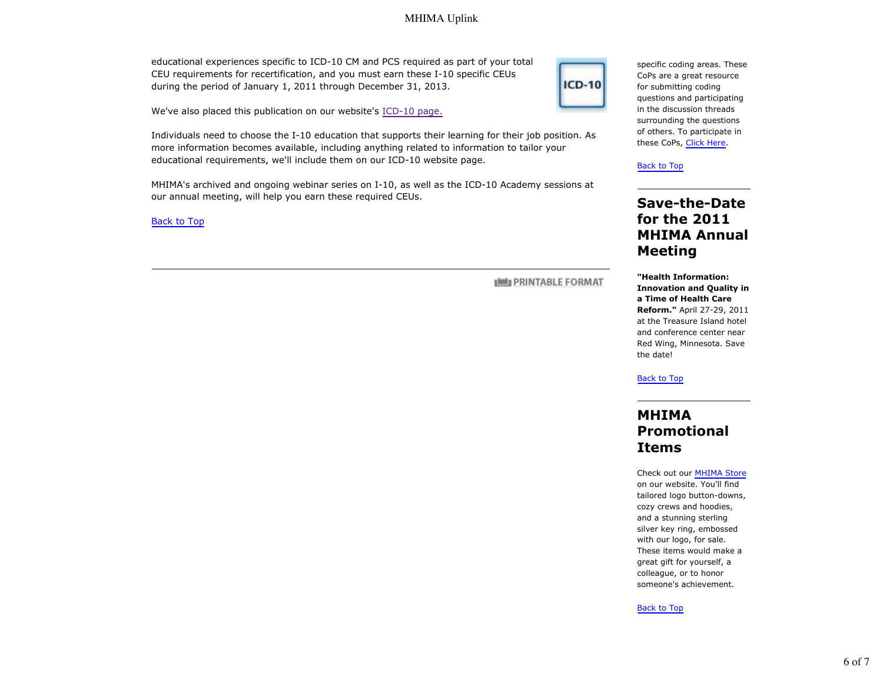educational experiences specific to ICD-10 CM and PCS required as part of your total CEU requirements for recertification, and you must earn these I-10 specific CEUs during the period of January 1, 2011 through December 31, 2013.

We've also placed this publication on our website's ICD-10 page.

Individuals need to choose the I-10 education that supports their learning for their job position. As more information becomes available, including anything related to information to tailor your educational requirements, we'll include them on our ICD-10 website page.

MHIMA's archived and ongoing webinar series on I-10, as well as the ICD-10 Academy sessions at our annual meeting, will help you earn these required CEUs.

Back to Top

PRINTABLE FORMAT

specific coding areas. These CoPs are a great resource for submitting coding questions and participating in the discussion threads surrounding the questions of others. To participate in these CoPs, Click Here.

Back to Top

## Save-the-Date for the 2011 MHIMA Annual Meeting

**"Health Information: Innovation and Quality in a Time of Health Care Reform."** April 27-29, 2011 at the Treasure Island hotel and conference center near Red Wing, Minnesota. Save the date!

Back to Top

## MHIMA Promotional Items

Check out our MHIMA Store on our website. You'll find tailored logo button-downs, cozy crews and hoodies, and a stunning sterling silver key ring, embossed with our logo, for sale. These items would make a great gift for yourself, a colleague, or to honor someone's achievement.

Back to Top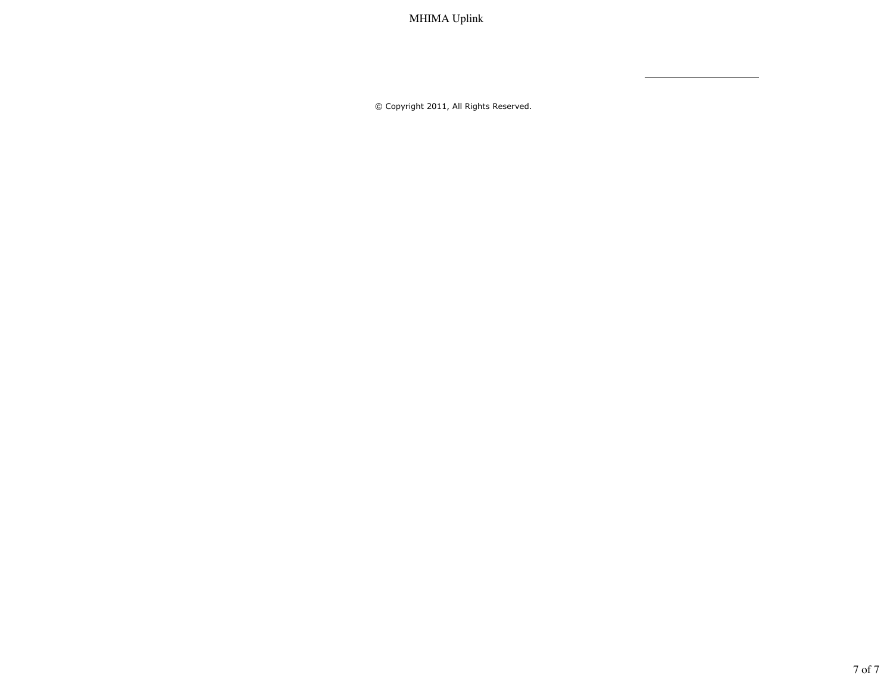---

© Copyright 2011, All Rights Reserved.